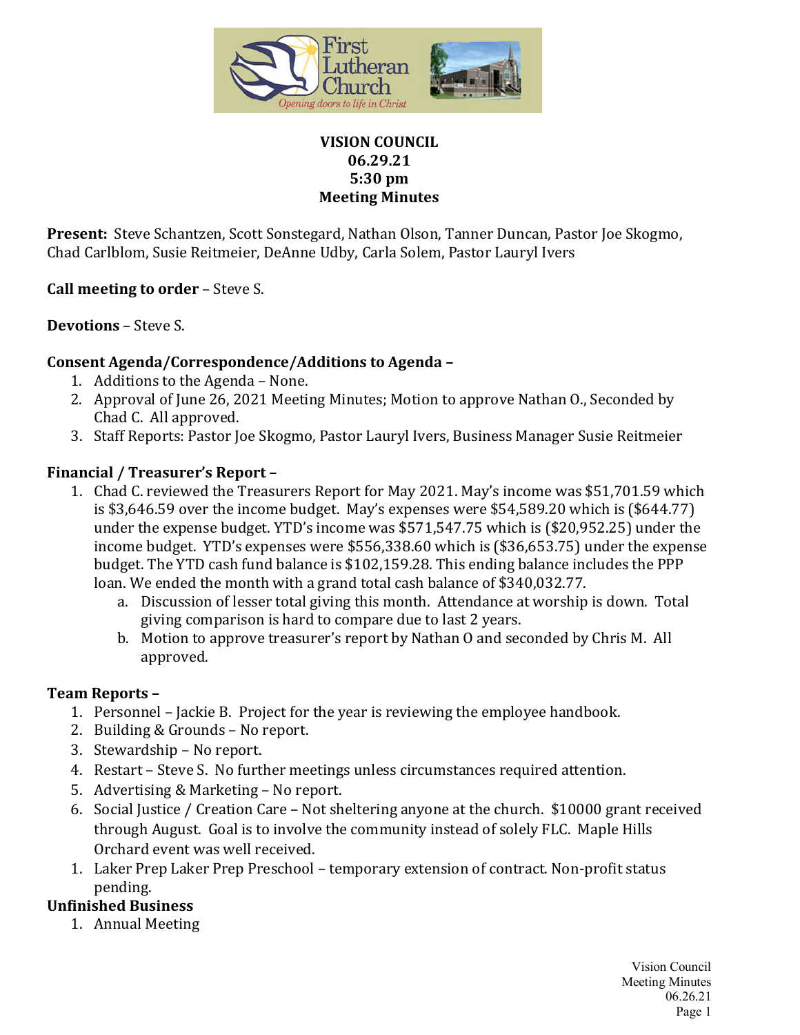**VISION COUNCIL**
**06.29.21**
**5:30 pm**
**Meeting Minutes**

**Present:** Steve Schantzen, Scott Sonstegard, Nathan Olson, Tanner Duncan, Pastor Joe Skogmo, Chad Carlblom, Susie Reitmeier, DeAnne Udby, Carla Solem, Pastor Lauryl Ivers

**Call meeting to order** – Steve S.

**Devotions** – Steve S.

**Consent Agenda/Correspondence/Additions to Agenda –**

1. Additions to the Agenda – None.
2. Approval of June 26, 2021 Meeting Minutes; Motion to approve Nathan O., Seconded by Chad C. All approved.
3. Staff Reports: Pastor Joe Skogmo, Pastor Lauryl Ivers, Business Manager Susie Reitmeier

**Financial / Treasurer's Report –**

1. Chad C. reviewed the Treasurers Report for May 2021. May's income was $51,701.59 which is $3,646.59 over the income budget. May's expenses were $54,589.20 which is ($644.77) under the expense budget. YTD's income was $571,547.75 which is ($20,952.25) under the income budget. YTD's expenses were $556,338.60 which is ($36,653.75) under the expense budget. The YTD cash fund balance is $102,159.28. This ending balance includes the PPP loan. We ended the month with a grand total cash balance of $340,032.77.
   a. Discussion of lesser total giving this month. Attendance at worship is down. Total giving comparison is hard to compare due to last 2 years.
   b. Motion to approve treasurer's report by Nathan O and seconded by Chris M. All approved.

**Team Reports –**

1. Personnel – Jackie B. Project for the year is reviewing the employee handbook.
2. Building & Grounds – No report.
3. Stewardship – No report.
4. Restart – Steve S. No further meetings unless circumstances required attention.
5. Advertising & Marketing – No report.
6. Social Justice / Creation Care – Not sheltering anyone at the church. $10000 grant received through August. Goal is to involve the community instead of solely FLC. Maple Hills Orchard event was well received.

1. Laker Prep Laker Prep Preschool – temporary extension of contract. Non-profit status pending.

**Unfinished Business**

1. Annual Meeting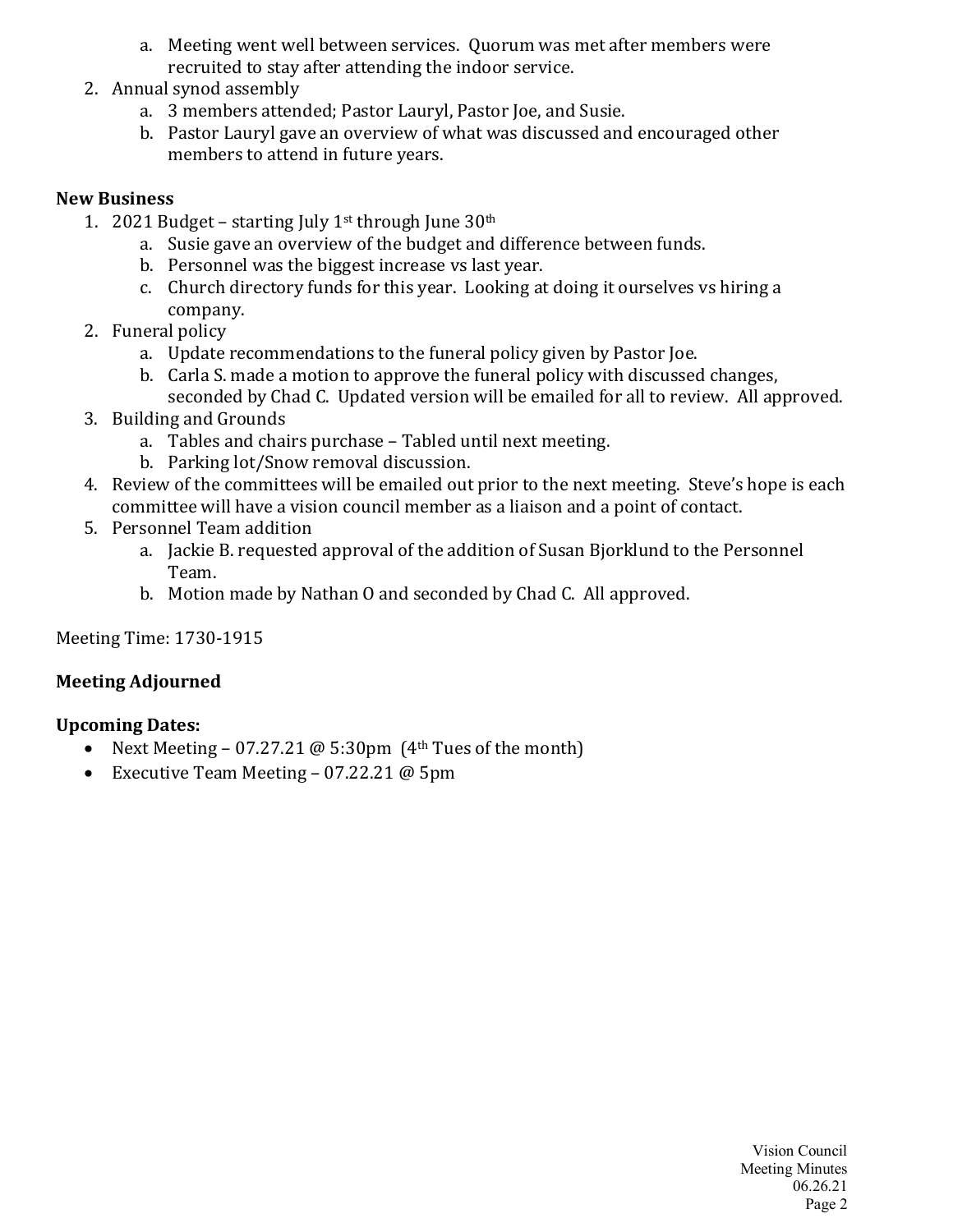a. Meeting went well between services. Quorum was met after members were recruited to stay after attending the indoor service.

2. Annual synod assembly
   a. 3 members attended; Pastor Lauryl, Pastor Joe, and Susie.
   b. Pastor Lauryl gave an overview of what was discussed and encouraged other members to attend in future years.

**New Business**

1. 2021 Budget – starting July 1st through June 30th
   a. Susie gave an overview of the budget and difference between funds.
   b. Personnel was the biggest increase vs last year.
   c. Church directory funds for this year. Looking at doing it ourselves vs hiring a company.
2. Funeral policy
   a. Update recommendations to the funeral policy given by Pastor Joe.
   b. Carla S. made a motion to approve the funeral policy with discussed changes, seconded by Chad C. Updated version will be emailed for all to review. All approved.
3. Building and Grounds
   a. Tables and chairs purchase – Tabled until next meeting.
   b. Parking lot/Snow removal discussion.
4. Review of the committees will be emailed out prior to the next meeting. Steve's hope is each committee will have a vision council member as a liaison and a point of contact.
5. Personnel Team addition
   a. Jackie B. requested approval of the addition of Susan Bjorklund to the Personnel Team.
   b. Motion made by Nathan O and seconded by Chad C. All approved.

Meeting Time: 1730-1915

**Meeting Adjourned**

**Upcoming Dates:**

- Next Meeting – 07.27.21 @ 5:30pm (4th Tues of the month)
- Executive Team Meeting – 07.22.21 @ 5pm